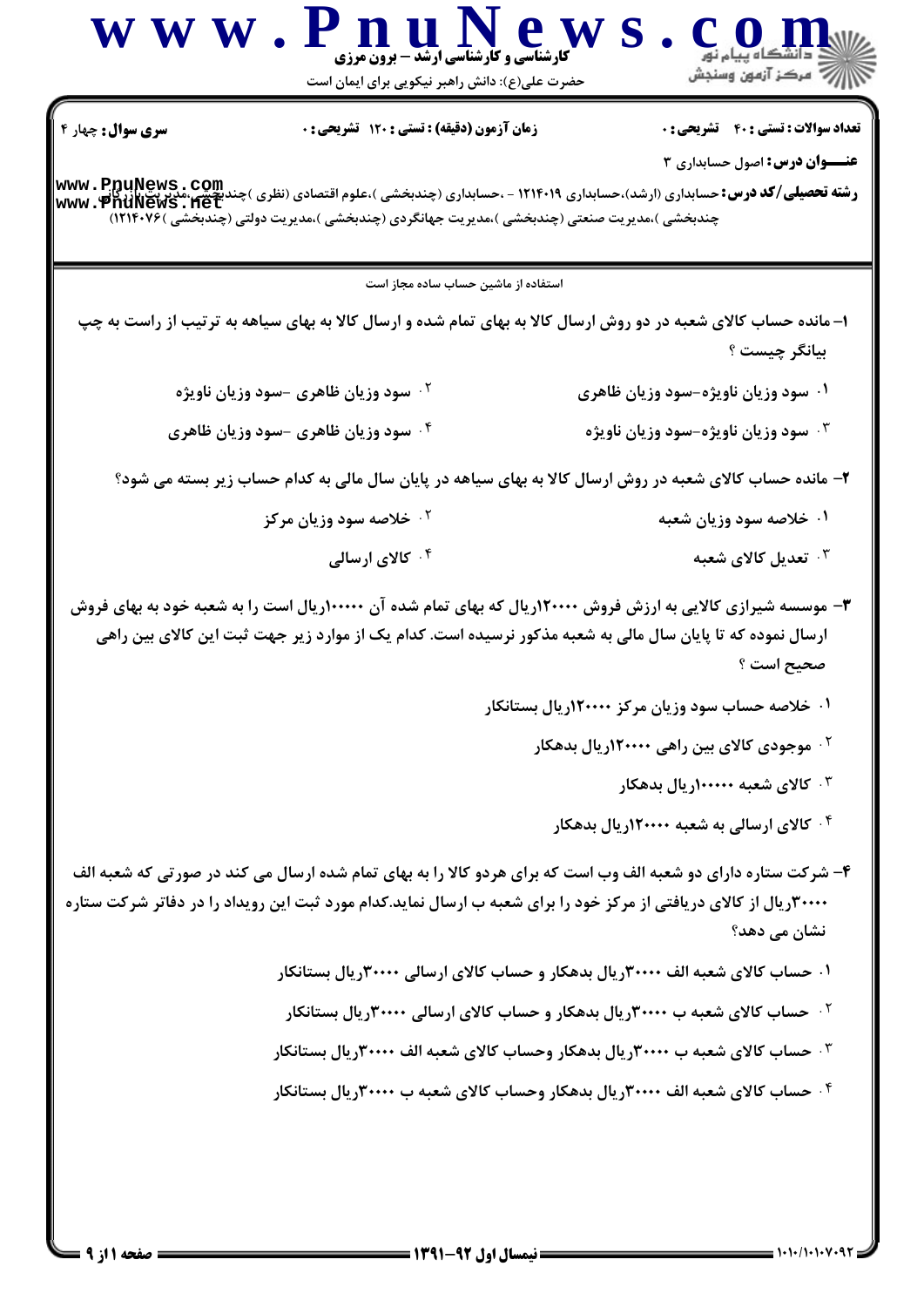**کارشناسی و کارشناسی ارشد – برون مرزی**

حضرت علی(ع): دانش راهبر نیکویی برای ایمان است

**سری سؤال:** چهار ۴ | **زمان آزمون (دقیقه) : تستی : ۱۲۰ تشریحی : ۰** | **تعداد سوالات : تستی : ۴۰ تشریحی : ۰**

**عنـــوان درس:** اصول حسابداری ۳

**رشته تحصیلی/کد درس:** حسابداری (ارشد)،حسابداری ۱۲۱۴۰۱۹ - ،حسابداری (چندبخشی )،علوم اقتصادی (نظری )چندبخشی،مدیریت بازرگانی (چندبخشی )،مدیریت صنعتی (چندبخشی )،مدیریت جهانگردی (چندبخشی )،مدیریت دولتی (چندبخشی )۱۲۱۴۰۷۶)

استفاده از ماشین حساب ساده مجاز است

۱- مانده حساب کالای شعبه در دو روش ارسال کالا به بهای تمام شده و ارسال کالا به بهای سیاهه به ترتیب از راست به چپ بیانگر چیست ؟

۱. سود وزیان ناویژه–سود وزیان ظاهری

۲. سود وزیان ظاهری –سود وزیان ناویژه

۳. سود وزیان ناویژه–سود وزیان ناویژه

۴. سود وزیان ظاهری –سود وزیان ظاهری

۲- مانده حساب کالای شعبه در روش ارسال کالا به بهای سیاهه در پایان سال مالی به کدام حساب زیر بسته می شود؟

۱. خلاصه سود وزیان شعبه

۲. خلاصه سود وزیان مرکز

۳. تعدیل کالای شعبه

۴. کالای ارسالی

۳- موسسه شیرازی کالایی به ارزش فروش ۱۲۰۰۰۰ریال که بهای تمام شده آن ۱۰۰۰۰۰ریال است را به شعبه خود به بهای فروش ارسال نموده که تا پایان سال مالی به شعبه مذکور نرسیده است. کدام یک از موارد زیر جهت ثبت این کالای بین راهی صحیح است ؟

۱. خلاصه حساب سود وزیان مرکز ۱۲۰۰۰۰ریال بستانکار

۲. موجودی کالای بین راهی ۱۲۰۰۰۰ریال بدهکار

۳. کالای شعبه ۱۰۰۰۰۰ریال بدهکار

۴. کالای ارسالی به شعبه ۱۲۰۰۰۰ریال بدهکار

۴- شرکت ستاره دارای دو شعبه الف وب است که برای هردو کالا را به بهای تمام شده ارسال می کند در صورتی که شعبه الف ۳۰۰۰۰ریال از کالای دریافتی از مرکز خود را برای شعبه ب ارسال نماید.کدام مورد ثبت این رویداد را در دفاتر شرکت ستاره نشان می دهد؟

۱. حساب کالای شعبه الف ۳۰۰۰۰ریال بدهکار و حساب کالای ارسالی ۳۰۰۰۰ریال بستانکار

۲. حساب کالای شعبه ب ۳۰۰۰۰ریال بدهکار و حساب کالای ارسالی ۳۰۰۰۰ریال بستانکار

۳. حساب کالای شعبه ب ۳۰۰۰۰ریال بدهکار وحساب کالای شعبه الف ۳۰۰۰۰ریال بستانکار

۴. حساب کالای شعبه الف ۳۰۰۰۰ریال بدهکار وحساب کالای شعبه ب ۳۰۰۰۰ریال بستانکار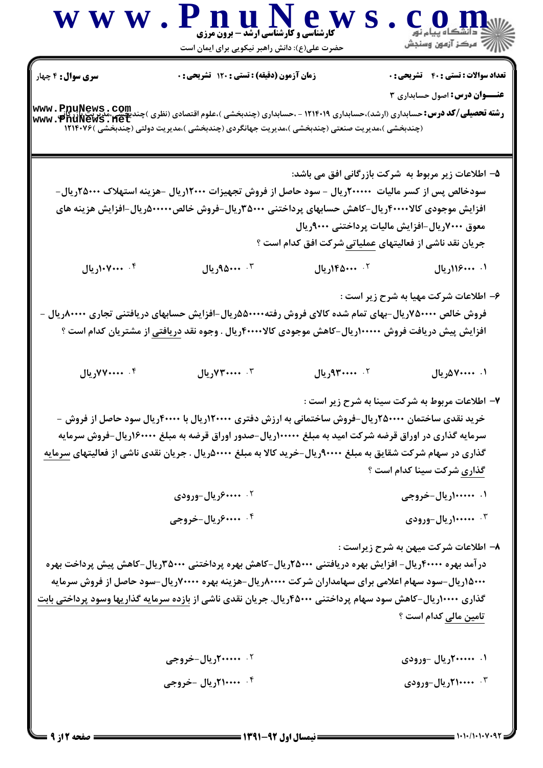**سری سؤال:** ۴ چهار

**زمان آزمون (دقیقه) : تستی : ۱۲۰ تشریحی : ۰**

**تعداد سوالات : تستی : ۴۰ تشریحی : ۰**

**عنـــوان درس:** اصول حسابداری ۳

**رشته تحصیلی/کد درس:** حسابداری (ارشد)،حسابداری ۱۲۱۴۰۱۹ - ،حسابداری (چندبخشی )،علوم اقتصادی (نظری )چندبخشی ،مدیریت بازرگانی (چندبخشی )،مدیریت صنعتی (چندبخشی )،مدیریت جهانگردی (چندبخشی )،مدیریت دولتی (چندبخشی )۱۲۱۴۰۷۶

۵- اطلاعات زیر مربوط به شرکت بازرگانی افق می باشد:

سودخالص پس از کسر مالیات ۲۰۰۰۰۰ریال - سود حاصل از فروش تجهیزات ۱۲۰۰۰ریال -هزینه استهلاک ۲۵۰۰۰ریال- افزایش موجودی کالا۴۰۰۰۰ریال-کاهش حسابهای پرداختنی ۳۵۰۰۰ریال-فروش خالص۵۰۰۰۰۰ریال-افزایش هزینه های معوق ۷۰۰۰ریال-افزایش مالیات پرداختنی ۹۰۰۰ریال

جریان نقد ناشی از فعالیتهای عملیاتی شرکت افق کدام است ؟

۱. ۱۱۶۰۰۰ریال

۲. ۱۴۵۰۰۰ریال

۳. ۹۵۰۰۰ریال

۴. ۱۰۷۰۰۰ریال

۶- اطلاعات شرکت مهیا به شرح زیر است :

فروش خالص ۷۵۰۰۰۰ریال-بهای تمام شده کالای فروش رفته۵۵۰۰۰۰ریال-افزایش حسابهای دریافتنی تجاری ۸۰۰۰۰ریال - افزایش پیش دریافت فروش ۱۰۰۰۰۰ریال-کاهش موجودی کالا۴۰۰۰۰ریال . وجوه نقد دریافتی از مشتریان کدام است ؟

۱. ۵۷۰۰۰۰ریال

۲. ۹۳۰۰۰۰ریال

۳. ۷۳۰۰۰۰ریال

۴. ۷۷۰۰۰۰ریال

۷- اطلاعات مربوط به شرکت سینا به شرح زیر است :

خرید نقدی ساختمان ۲۵۰۰۰۰ریال-فروش ساختمانی به ارزش دفتری ۱۲۰۰۰۰ریال با ۴۰۰۰۰ریال سود حاصل از فروش - سرمایه گذاری در اوراق قرضه شرکت امید به مبلغ ۱۰۰۰۰۰ریال-صدور اوراق قرضه به مبلغ ۱۶۰۰۰۰ریال-فروش سرمایه گذاری در سهام شرکت شقایق به مبلغ ۹۰۰۰۰ریال-خرید کالا به مبلغ ۵۰۰۰۰ریال . جریان نقدی ناشی از فعالیتهای سرمایه گذاری شرکت سینا کدام است ؟

۱. ۱۰۰۰۰۰ریال-خروجی

۲. ۶۰۰۰۰ریال-ورودی

۳. ۱۰۰۰۰۰ریال-ورودی

۴. ۶۰۰۰۰ریال-خروجی

۸- اطلاعات شرکت میهن به شرح زیراست :

درآمد بهره ۴۰۰۰۰ریال- افزایش بهره دریافتنی ۲۵۰۰۰ریال-کاهش بهره پرداختنی ۳۵۰۰۰ریال-کاهش پیش پرداخت بهره ۱۵۰۰۰ریال-سود سهام اعلامی برای سهامداران شرکت ۸۰۰۰۰ریال-هزینه بهره ۷۰۰۰۰ریال-سود حاصل از فروش سرمایه گذاری ۱۰۰۰۰ریال-کاهش سود سهام پرداختنی ۴۵۰۰۰ریال. جریان نقدی ناشی از بازده سرمایه گذاریها وسود پرداختی بابت تامین مالی کدام است ؟

۱. ۲۰۰۰۰۰ریال -ورودی

۲. ۲۰۰۰۰۰ریال-خروجی

۳. ۲۱۰۰۰۰ریال-ورودی

۴. ۲۱۰۰۰۰ریال -خروجی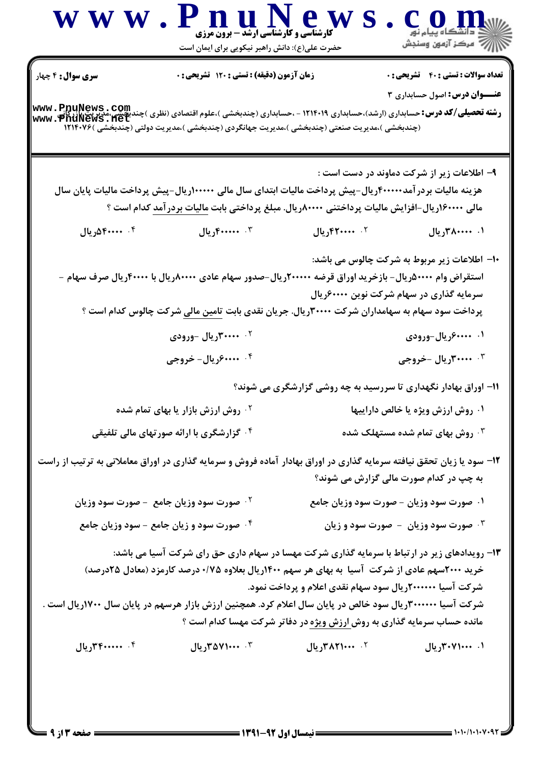**سری سوال:** ۴ چهار

**زمان آزمون (دقیقه) : تستی : ۱۲۰ تشریحی : ۰**

**تعداد سوالات : تستی : ۴۰ تشریحی : ۰**

**عنـــوان درس:** اصول حسابداری ۳

**رشته تحصیلی/کد درس:** حسابداری (ارشد)،حسابداری ۱۲۱۴۰۱۹ - ،حسابداری (چندبخشی )،علوم اقتصادی (نظری )چندبخشی ،مدیریت بازرگانی (چندبخشی )،مدیریت صنعتی (چندبخشی )،مدیریت جهانگردی (چندبخشی )،مدیریت دولتی (چندبخشی )۱۲۱۴۰۷۶

۹- اطلاعات زیر از شرکت دماوند در دست است :

هزینه مالیات بردرآمد۴۰۰۰۰۰ریال-پیش پرداخت مالیات ابتدای سال مالی ۱۰۰۰۰۰ریال-پیش پرداخت مالیات پایان سال مالی ۱۶۰۰۰۰ریال-افزایش مالیات پرداختنی ۸۰۰۰۰ریال. مبلغ پرداختی بابت مالیات بردرآمد کدام است ؟

۱. ۳۸۰۰۰۰ریال

۲. ۴۲۰۰۰۰ریال

۳. ۴۰۰۰۰۰ریال

۴. ۵۴۰۰۰۰ریال

۱۰- اطلاعات زیر مربوط به شرکت چالوس می باشد:

استقراض وام ۵۰۰۰۰ریال- بازخرید اوراق قرضه ۲۰۰۰۰۰ریال-صدور سهام عادی ۸۰۰۰۰ریال با ۴۰۰۰۰ریال صرف سهام - سرمایه گذاری در سهام شرکت نوین ۶۰۰۰۰ریال

پرداخت سود سهام به سهامداران شرکت ۳۰۰۰۰ریال. جریان نقدی بابت تامین مالی شرکت چالوس کدام است ؟

۱. ۶۰۰۰۰ریال-ورودی

۲. ۳۰۰۰۰ریال -ورودی

۳. ۳۰۰۰۰ریال -خروجی

۴. ۶۰۰۰۰ریال- خروجی

۱۱- اوراق بهادار نگهداری تا سررسید به چه روشی گزارشگری می شوند؟

۱. روش ارزش ویژه یا خالص داراییها

۲. روش ارزش بازار یا بهای تمام شده

۳. روش بهای تمام شده مستهلک شده

۴. گزارشگری با ارائه صورتهای مالی تلفیقی

۱۲- سود یا زیان تحقق نیافته سرمایه گذاری در اوراق بهادار آماده فروش و سرمایه گذاری در اوراق معاملاتی به ترتیب از راست به چپ در کدام صورت مالی گزارش می شوند؟

۱. صورت سود وزیان - صورت سود وزیان جامع

۲. صورت سود وزیان جامع - صورت سود وزیان

۳. صورت سود وزیان - صورت سود و زیان

۴. صورت سود و زیان جامع - سود وزیان جامع

۱۳- رویدادهای زیر در ارتباط با سرمایه گذاری شرکت مهسا در سهام داری حق رای شرکت آسیا می باشد:

خرید ۲۰۰۰سهم عادی از شرکت آسیا به بهای هر سهم ۱۴۰۰ریال بعلاوه ۰/۷۵ درصد کارمزد (معادل ۲۵درصد)

شرکت آسیا ۲۰۰۰۰۰ریال سود سهام نقدی اعلام و پرداخت نمود.

شرکت آسیا ۳۰۰۰۰۰ریال سود خالص در پایان سال اعلام کرد. همچنین ارزش بازار هرسهم در پایان سال ۱۷۰۰ریال است .

مانده حساب سرمایه گذاری به روش ارزش ویژه در دفاتر شرکت مهسا کدام است ؟

۱. ۳۰۷۱۰۰۰ریال

۲. ۳۸۲۱۰۰۰ریال

۳. ۳۵۷۱۰۰۰ریال

۴. ۳۴۰۰۰۰۰ریال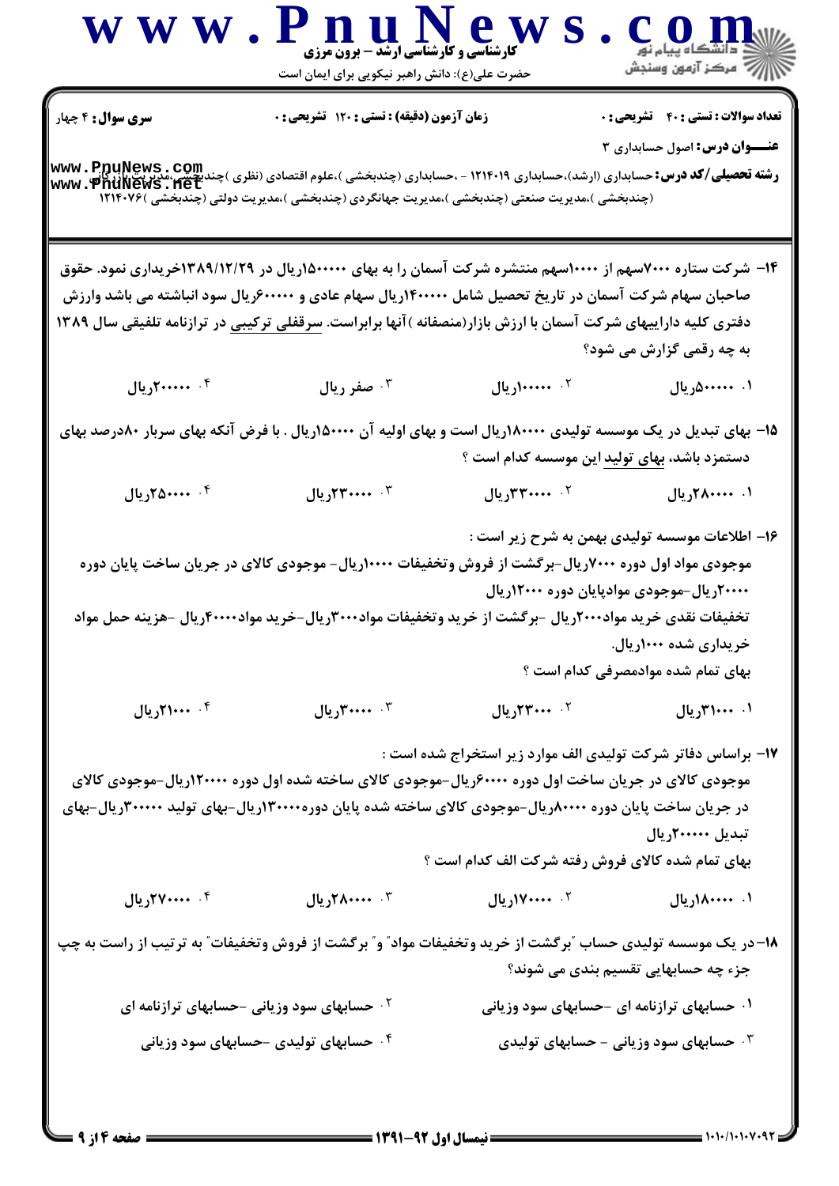**سری سوال:** ۴ چهار

**زمان آزمون (دقیقه) :** تستی : ۱۲۰ تشریحی : ۰

**تعداد سوالات :** تستی : ۴۰ تشریحی : ۰

**عنـــوان درس:** اصول حسابداری ۳

**رشته تحصیلی/کد درس:** حسابداری (ارشد)،حسابداری ۱۲۱۴۰۱۹ - ،حسابداری (چندبخشی )،علوم اقتصادی (نظری )چندبخشی ،مدیریت بازرگانی (چندبخشی )،مدیریت صنعتی (چندبخشی )،مدیریت جهانگردی (چندبخشی )،مدیریت دولتی (چندبخشی )۱۲۱۴۰۷۶

۱۴- شرکت ستاره ۷۰۰۰سهم از ۱۰۰۰۰سهم منتشره شرکت آسمان را به بهای ۱۵۰۰۰۰۰ریال در ۱۳۸۹/۱۲/۲۹خریداری نمود. حقوق صاحبان سهام شرکت آسمان در تاریخ تحصیل شامل ۱۴۰۰۰۰۰ریال سهام عادی و ۶۰۰۰۰۰ریال سود انباشته می باشد وارزش دفتری کلیه داراییهای شرکت آسمان با ارزش بازار(منصفانه )آنها برابراست. سرقفلی ترکیبی در ترازنامه تلفیقی سال ۱۳۸۹ به چه رقمی گزارش می شود؟

۱. ۵۰۰۰۰۰ریال
۲. ۱۰۰۰۰۰ریال
۳. صفر ریال
۴. ۲۰۰۰۰۰ریال

۱۵- بهای تبدیل در یک موسسه تولیدی ۱۸۰۰۰۰ریال است و بهای اولیه آن ۱۵۰۰۰۰ریال . با فرض آنکه بهای سربار ۸۰درصد بهای دستمزد باشد، بهای تولید این موسسه کدام است ؟

۱. ۲۸۰۰۰۰ریال
۲. ۳۳۰۰۰۰ریال
۳. ۲۳۰۰۰۰ریال
۴. ۲۵۰۰۰۰ریال

۱۶- اطلاعات موسسه تولیدی بهمن به شرح زیر است :

موجودی مواد اول دوره ۷۰۰۰ریال-برگشت از فروش وتخفیفات ۱۰۰۰۰ریال- موجودی کالای در جریان ساخت پایان دوره ۲۰۰۰۰ریال-موجودی موادپایان دوره ۱۲۰۰۰ریال

تخفیفات نقدی خرید مواد۲۰۰۰ریال -برگشت از خرید وتخفیفات مواد۳۰۰۰ریال-خرید مواد۴۰۰۰۰ریال -هزینه حمل مواد خریداری شده ۱۰۰۰ریال.

بهای تمام شده موادمصرفی کدام است ؟

۱. ۳۱۰۰۰ریال
۲. ۲۳۰۰۰ریال
۳. ۳۰۰۰۰ریال
۴. ۲۱۰۰۰ریال

۱۷- براساس دفاتر شرکت تولیدی الف موارد زیر استخراج شده است :

موجودی کالای در جریان ساخت اول دوره ۶۰۰۰۰ریال-موجودی کالای ساخته شده اول دوره ۱۲۰۰۰۰ریال-موجودی کالای در جریان ساخت پایان دوره ۸۰۰۰۰ریال-موجودی کالای ساخته شده پایان دوره۱۳۰۰۰۰ریال-بهای تولید ۳۰۰۰۰۰ریال-بهای تبدیل ۲۰۰۰۰۰ریال

بهای تمام شده کالای فروش رفته شرکت الف کدام است ؟

۱. ۱۸۰۰۰۰ریال
۲. ۱۷۰۰۰۰ریال
۳. ۲۸۰۰۰۰ریال
۴. ۲۷۰۰۰۰ریال

۱۸-در یک موسسه تولیدی حساب "برگشت از خرید وتخفیفات مواد" و" برگشت از فروش وتخفیفات" به ترتیب از راست به چپ جزء چه حسابهایی تقسیم بندی می شوند؟

۱. حسابهای ترازنامه ای -حسابهای سود وزیانی
۲. حسابهای سود وزیانی -حسابهای ترازنامه ای
۳. حسابهای سود وزیانی - حسابهای تولیدی
۴. حسابهای تولیدی -حسابهای سود وزیانی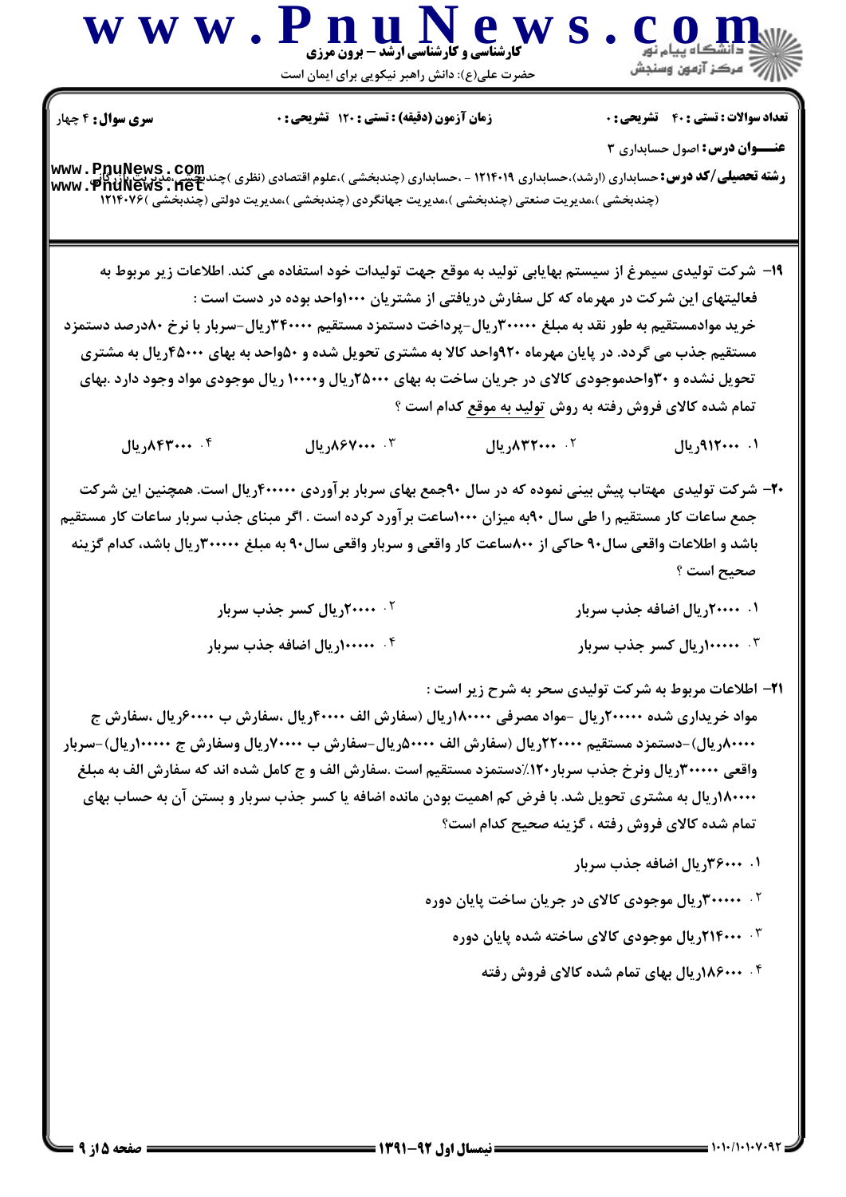۱۹- شرکت تولیدی سیمرغ از سیستم بهایابی تولید به موقع جهت تولیدات خود استفاده می کند. اطلاعات زیر مربوط به فعالیتهای این شرکت در مهرماه که کل سفارش دریافتی از مشتریان ۱۰۰۰واحد بوده در دست است :

خرید موادمستقیم به طور نقد به مبلغ ۳۰۰۰۰۰ریال-پرداخت دستمزد مستقیم ۳۴۰۰۰۰ریال-سربار با نرخ ۸۰درصد دستمزد مستقیم جذب می گردد. در پایان مهرماه ۹۲۰واحد کالا به مشتری تحویل شده و ۵۰واحد به بهای ۴۵۰۰۰ریال به مشتری تحویل نشده و ۳۰واحدموجودی کالای در جریان ساخت به بهای ۲۵۰۰۰ریال و۱۰۰۰۰ ریال موجودی مواد وجود دارد .بهای تمام شده کالای فروش رفته به روش تولید به موقع کدام است ؟

۱. ۹۱۲۰۰۰ریال

۲. ۸۳۲۰۰۰ریال

۳. ۸۶۷۰۰۰ریال

۴. ۸۴۳۰۰۰ریال

۲۰- شرکت تولیدی مهتاب پیش بینی نموده که در سال ۹۰جمع بهای سربار برآوردی ۴۰۰۰۰۰ریال است. همچنین این شرکت جمع ساعات کار مستقیم را طی سال ۹۰به میزان ۱۰۰۰ساعت برآورد کرده است . اگر مبنای جذب سربار ساعات کار مستقیم باشد و اطلاعات واقعی سال۹۰ حاکی از ۸۰۰ساعت کار واقعی و سربار واقعی سال۹۰ به مبلغ ۳۰۰۰۰۰ریال باشد، کدام گزینه صحیح است ؟

۱. ۲۰۰۰۰ریال اضافه جذب سربار

۲. ۲۰۰۰۰ریال کسر جذب سربار

۳. ۱۰۰۰۰۰ریال کسر جذب سربار

۴. ۱۰۰۰۰۰ریال اضافه جذب سربار

۲۱- اطلاعات مربوط به شرکت تولیدی سحر به شرح زیر است :

مواد خریداری شده ۲۰۰۰۰۰ریال -مواد مصرفی ۱۸۰۰۰۰ریال (سفارش الف ۴۰۰۰۰ریال ،سفارش ب ۶۰۰۰۰ریال ،سفارش ج ۸۰۰۰۰ریال)-دستمزد مستقیم ۲۲۰۰۰۰ریال (سفارش الف ۵۰۰۰۰ریال-سفارش ب ۷۰۰۰۰ریال وسفارش ج ۱۰۰۰۰۰ریال)-سربار واقعی ۳۰۰۰۰۰ریال ونرخ جذب سربار۱۲۰٪دستمزد مستقیم است .سفارش الف و ج کامل شده اند که سفارش الف به مبلغ ۱۸۰۰۰۰ریال به مشتری تحویل شد. با فرض کم اهمیت بودن مانده اضافه یا کسر جذب سربار و بستن آن به حساب بهای تمام شده کالای فروش رفته ، گزینه صحیح کدام است؟

۱. ۳۶۰۰۰ریال اضافه جذب سربار

۲. ۳۰۰۰۰۰ریال موجودی کالای در جریان ساخت پایان دوره

۳. ۲۱۴۰۰۰ریال موجودی کالای ساخته شده پایان دوره

۴. ۱۸۶۰۰۰ریال بهای تمام شده کالای فروش رفته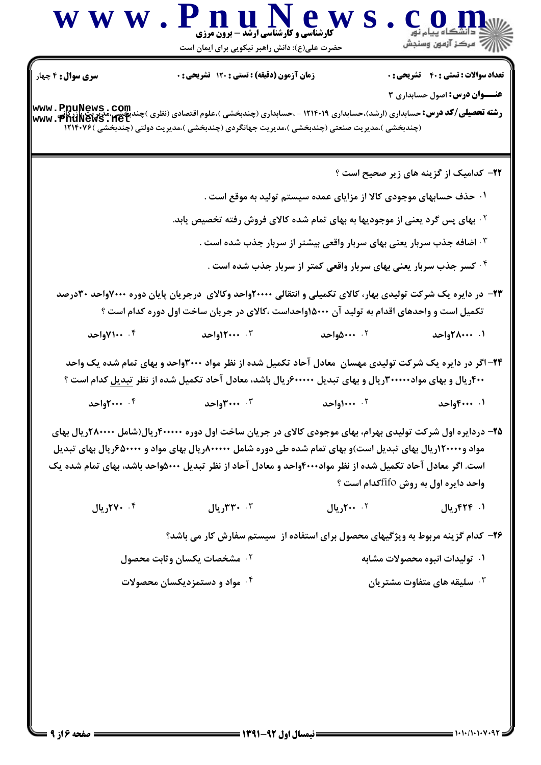**سری سوال:** ۴ چهار

**زمان آزمون (دقیقه) : تستی : ۱۲۰ تشریحی : ۰**

**تعداد سوالات : تستی : ۴۰ تشریحی : ۰**

**عنـــوان درس:** اصول حسابداری ۳

**رشته تحصیلی/کد درس:** حسابداری (ارشد)،حسابداری ۱۲۱۴۰۱۹ - ،حسابداری (چندبخشی )،علوم اقتصادی (نظری )چندبخشی ،مدیریت بازرگانی (چندبخشی )،مدیریت صنعتی (چندبخشی )،مدیریت جهانگردی (چندبخشی )،مدیریت دولتی (چندبخشی )۱۲۱۴۰۷۶

**۲۲-** کدامیک از گزینه های زیر صحیح است ؟

۱. حذف حسابهای موجودی کالا از مزایای عمده سیستم تولید به موقع است .

۲. بهای پس گرد یعنی از موجودیها به بهای تمام شده کالای فروش رفته تخصیص یابد.

۳. اضافه جذب سربار یعنی بهای سربار واقعی بیشتر از سربار جذب شده است .

۴. کسر جذب سربار یعنی بهای سربار واقعی کمتر از سربار جذب شده است .

**۲۳-** در دایره یک شرکت تولیدی بهار، کالای تکمیلی و انتقالی ۲۰۰۰۰واحد وکالای درجریان پایان دوره ۷۰۰۰واحد ۳۰درصد تکمیل است و واحدهای اقدام به تولید آن ۱۵۰۰۰واحداست ،کالای در جریان ساخت اول دوره کدام است ؟

۱. ۲۸۰۰۰واحد

۲. ۵۰۰۰واحد

۳. ۱۲۰۰۰واحد

۴. ۷۱۰۰واحد

**۲۴-** اگر در دایره یک شرکت تولیدی مهسان معادل آحاد تکمیل شده از نظر مواد ۳۰۰۰واحد و بهای تمام شده یک واحد ۴۰۰ریال و بهای مواد۳۰۰۰۰۰ریال و بهای تبدیل ۶۰۰۰۰۰ریال باشد، معادل آحاد تکمیل شده از نظر تبدیل کدام است ؟

۱. ۴۰۰۰واحد

۲. ۱۰۰۰واحد

۳. ۳۰۰۰واحد

۴. ۲۰۰۰واحد

**۲۵-** دردایره اول شرکت تولیدی بهرام، بهای موجودی کالای در جریان ساخت اول دوره ۴۰۰۰۰۰ریال(شامل ۲۸۰۰۰۰ریال بهای مواد و۱۲۰۰۰۰ریال بهای تبدیل است)و بهای تمام شده طی دوره شامل ۸۰۰۰۰۰ریال بهای مواد و ۶۵۰۰۰۰ریال بهای تبدیل است. اگر معادل آحاد تکمیل شده از نظر مواد۴۰۰۰واحد و معادل آحاد از نظر تبدیل ۵۰۰۰واحد باشد، بهای تمام شده یک واحد دایره اول به روش fifoکدام است ؟

۱. ۴۲۴ریال

۲. ۲۰۰ریال

۳. ۳۳۰ریال

۴. ۲۷۰ریال

**۲۶-** کدام گزینه مربوط به ویژگیهای محصول برای استفاده از سیستم سفارش کار می باشد؟

۱. تولیدات انبوه محصولات مشابه

۲. مشخصات یکسان وثابت محصول

۳. سلیقه های متفاوت مشتریان

۴. مواد و دستمزدیکسان محصولات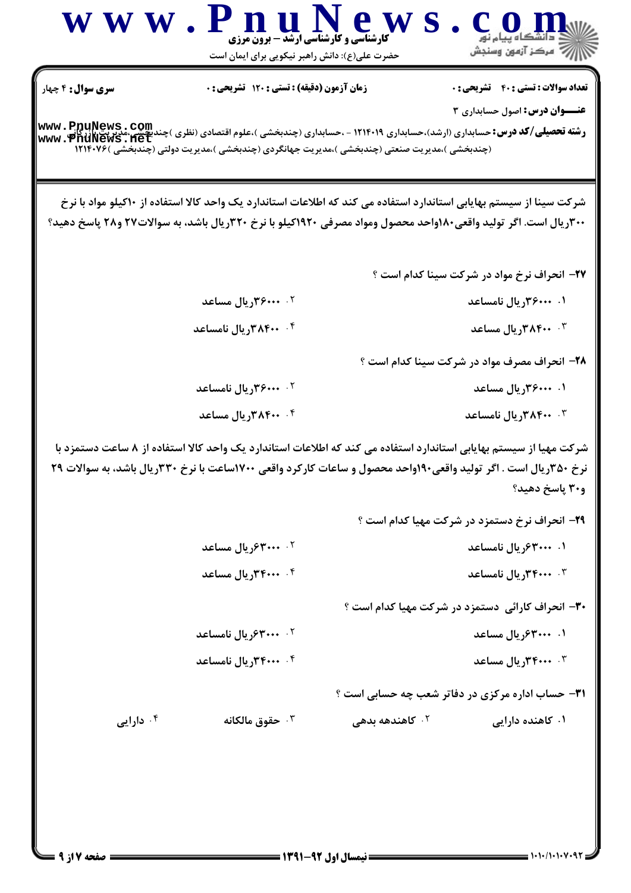**تعداد سوالات: تستی: ۴۰ تشریحی: ۰** | **زمان آزمون (دقیقه): تستی: ۱۲۰ تشریحی: ۰** | **سری سوال: ۴ چهار**

**عنـــوان درس:** اصول حسابداری ۳

**رشته تحصیلی/کد درس:** حسابداری (ارشد)،حسابداری ۱۲۱۴۰۱۹ - ،حسابداری (چندبخشی )،علوم اقتصادی (نظری )چندبخشی ،مدیریت بازرگانی (چندبخشی )،مدیریت صنعتی (چندبخشی )،مدیریت جهانگردی (چندبخشی )،مدیریت دولتی (چندبخشی )۱۲۱۴۰۷۶

شرکت سینا از سیستم بهایابی استاندارد استفاده می کند که اطلاعات استاندارد یک واحد کالا استفاده از ۱۰کیلو مواد با نرخ ۳۰۰ریال است. اگر تولید واقعی۱۸۰واحد محصول ومواد مصرفی ۱۹۲۰کیلو با نرخ ۳۲۰ریال باشد، به سوالات۲۷ و۲۸ پاسخ دهید؟

**۲۷-** انحراف نرخ مواد در شرکت سینا کدام است ؟

۱. ۳۶۰۰۰ریال نامساعد

۲. ۳۶۰۰۰ریال مساعد

۳. ۳۸۴۰۰ریال مساعد

۴. ۳۸۴۰۰ریال نامساعد

**۲۸-** انحراف مصرف مواد در شرکت سینا کدام است ؟

۱. ۳۶۰۰۰ریال مساعد

۲. ۳۶۰۰۰ریال نامساعد

۳. ۳۸۴۰۰ریال نامساعد

۴. ۳۸۴۰۰ریال مساعد

شرکت مهیا از سیستم بهایابی استاندارد استفاده می کند که اطلاعات استاندارد یک واحد کالا استفاده از ۸ ساعت دستمزد با نرخ ۳۵۰ریال است . اگر تولید واقعی۱۹۰واحد محصول و ساعات کارکرد واقعی ۱۷۰۰ساعت با نرخ ۳۳۰ریال باشد، به سوالات ۲۹ و۳۰ پاسخ دهید؟

**۲۹-** انحراف نرخ دستمزد در شرکت مهیا کدام است ؟

۱. ۶۳۰۰۰ریال نامساعد

۲. ۶۳۰۰۰ریال مساعد

۳. ۳۴۰۰۰ریال نامساعد

۴. ۳۴۰۰۰ریال مساعد

**۳۰-** انحراف کارائی دستمزد در شرکت مهیا کدام است ؟

۱. ۶۳۰۰۰ریال مساعد

۲. ۶۳۰۰۰ریال نامساعد

۳. ۳۴۰۰۰ریال مساعد

۴. ۳۴۰۰۰ریال نامساعد

**۳۱-** حساب اداره مرکزی در دفاتر شعب چه حسابی است ؟

۱. کاهنده دارایی

۲. کاهنده بدهی

۳. حقوق مالکانه

۴. دارایی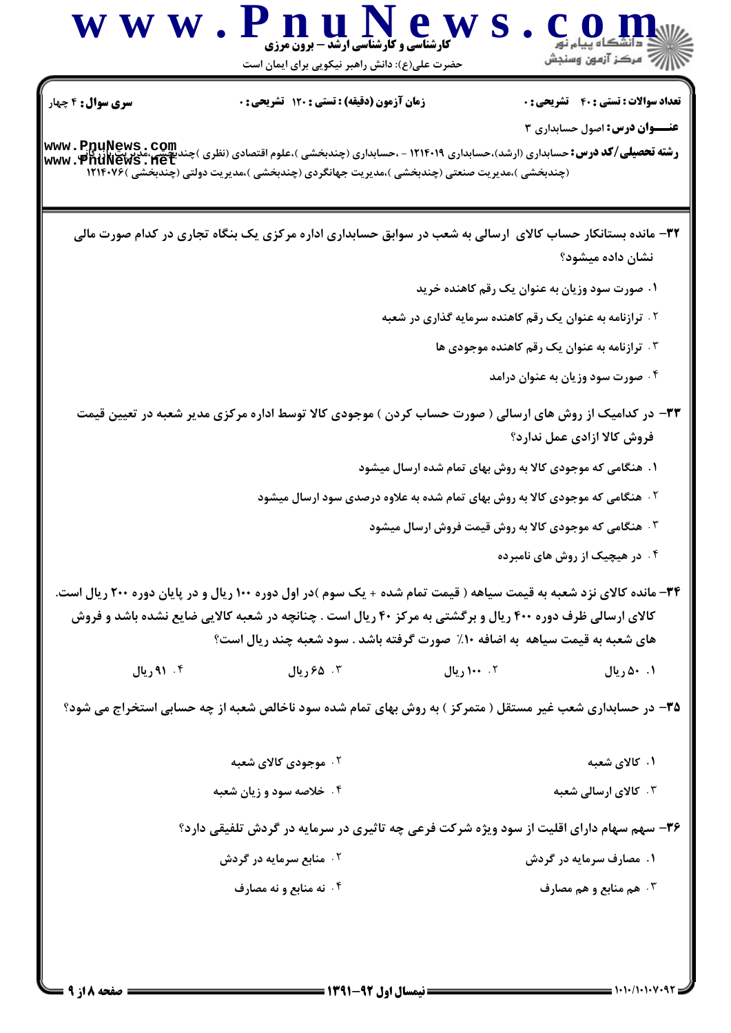**سری سوال:** ۴ چهار

**زمان آزمون (دقیقه) : تستی :** ۱۲۰ **تشریحی :** ۰

**تعداد سوالات : تستی :** ۴۰ **تشریحی :** ۰

**عنـــوان درس :** اصول حسابداری ۳

**رشته تحصیلی/کد درس :** حسابداری (ارشد)،حسابداری ۱۲۱۴۰۱۹ - ،حسابداری (چندبخشی )،علوم اقتصادی (نظری )چندبخشی ،مدیریت بازرگانی (چندبخشی )،مدیریت صنعتی (چندبخشی )،مدیریت جهانگردی (چندبخشی )،مدیریت دولتی (چندبخشی )۱۲۱۴۰۷۶

۳۲- مانده بستانکار حساب کالای ارسالی به شعب در سوابق حسابداری اداره مرکزی یک بنگاه تجاری در کدام صورت مالی نشان داده میشود؟

۱. صورت سود وزیان به عنوان یک رقم کاهنده خرید

۲. ترازنامه به عنوان یک رقم کاهنده سرمایه گذاری در شعبه

۳. ترازنامه به عنوان یک رقم کاهنده موجودی ها

۴. صورت سود وزیان به عنوان درامد

۳۳- در کدامیک از روش های ارسالی ( صورت حساب کردن ) موجودی کالا توسط اداره مرکزی مدیر شعبه در تعیین قیمت فروش کالا ازادی عمل ندارد؟

۱. هنگامی که موجودی کالا به روش بهای تمام شده ارسال میشود

۲. هنگامی که موجودی کالا به روش بهای تمام شده به علاوه درصدی سود ارسال میشود

۳. هنگامی که موجودی کالا به روش قیمت فروش ارسال میشود

۴. در هیچیک از روش های نامبرده

۳۴- مانده کالای نزد شعبه به قیمت سیاهه ( قیمت تمام شده + یک سوم )در اول دوره ۱۰۰ ریال و در پایان دوره ۲۰۰ ریال است. کالای ارسالی ظرف دوره ۴۰۰ ریال و برگشتی به مرکز ۴۰ ریال است . چنانچه در شعبه کالایی ضایع نشده باشد و فروش های شعبه به قیمت سیاهه به اضافه ۱۰٪ صورت گرفته باشد . سود شعبه چند ریال است؟

۱. ۵۰ ریال

۲. ۱۰۰ ریال

۳. ۶۵ ریال

۴. ۹۱ ریال

۳۵- در حسابداری شعب غیر مستقل ( متمرکز ) به روش بهای تمام شده سود ناخالص شعبه از چه حسابی استخراج می شود؟

۱. کالای شعبه

۲. موجودی کالای شعبه

۳. کالای ارسالی شعبه

۴. خلاصه سود و زیان شعبه

۳۶- سهم سهام دارای اقلیت از سود ویژه شرکت فرعی چه تاثیری در سرمایه در گردش تلفیقی دارد؟

۱. مصارف سرمایه در گردش

۲. منابع سرمایه در گردش

۳. هم منابع و هم مصارف

۴. نه منابع و نه مصارف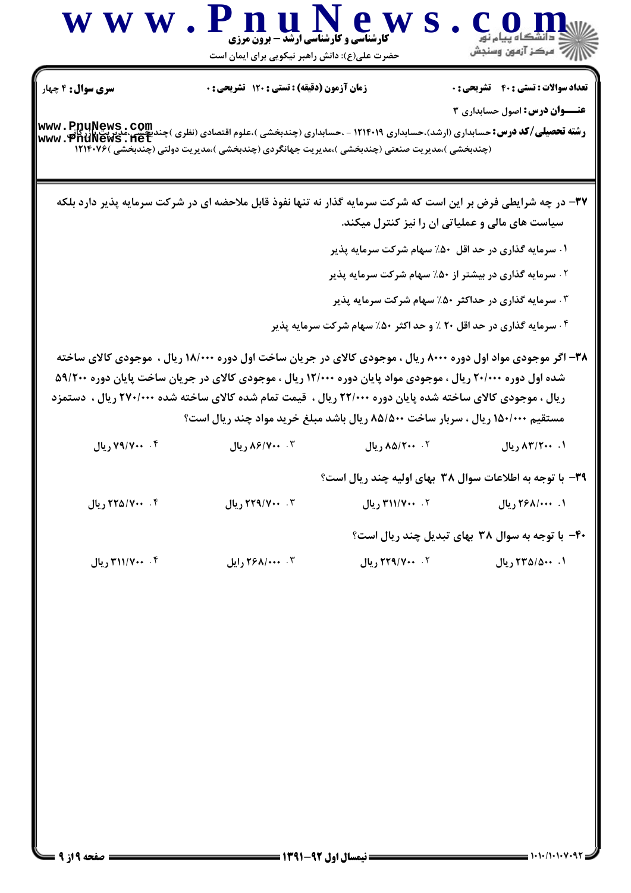**۳۷-** در چه شرایطی فرض بر این است که شرکت سرمایه گذار نه تنها نفوذ قابل ملاحظه ای در شرکت سرمایه پذیر دارد بلکه سیاست های مالی و عملیاتی ان را نیز کنترل میکند.

۱. سرمایه گذاری در حد اقل ۵۰٪ سهام شرکت سرمایه پذیر

۲. سرمایه گذاری در بیشتر از ۵۰٪ سهام شرکت سرمایه پذیر

۳. سرمایه گذاری در حداکثر ۵۰٪ سهام شرکت سرمایه پذیر

۴. سرمایه گذاری در حد اقل ۲۰ ٪ و حد اکثر ۵۰٪ سهام شرکت سرمایه پذیر

**۳۸-** اگر موجودی مواد اول دوره ۸۰۰۰ ریال ، موجودی کالای در جریان ساخت اول دوره ۱۸/۰۰۰ ریال ، موجودی کالای ساخته شده اول دوره ۲۰/۰۰۰ ریال ، موجودی مواد پایان دوره ۱۲/۰۰۰ ریال ، موجودی کالای در جریان ساخت پایان دوره ۵۹/۲۰۰ ریال ، موجودی کالای ساخته شده پایان دوره ۲۲/۰۰۰ ریال ، قیمت تمام شده کالای ساخته شده ۲۷۰/۰۰۰ ریال ، دستمزد مستقیم ۱۵۰/۰۰۰ ریال ، سربار ساخت ۸۵/۵۰۰ ریال باشد مبلغ خرید مواد چند ریال است؟

۱. ۸۳/۲۰۰ ریال
۲. ۸۵/۲۰۰ ریال
۳. ۸۶/۷۰۰ ریال
۴. ۷۹/۷۰۰ ریال

**۳۹-** با توجه به اطلاعات سوال ۳۸ بهای اولیه چند ریال است؟

۱. ۲۶۸/۰۰۰ ریال
۲. ۳۱۱/۷۰۰ ریال
۳. ۲۲۹/۷۰۰ ریال
۴. ۲۲۵/۷۰۰ ریال

**۴۰-** با توجه به سوال ۳۸ بهای تبدیل چند ریال است؟

۱. ۲۳۵/۵۰۰ ریال
۲. ۲۲۹/۷۰۰ ریال
۳. ۲۶۸/۰۰۰ رایل
۴. ۳۱۱/۷۰۰ ریال